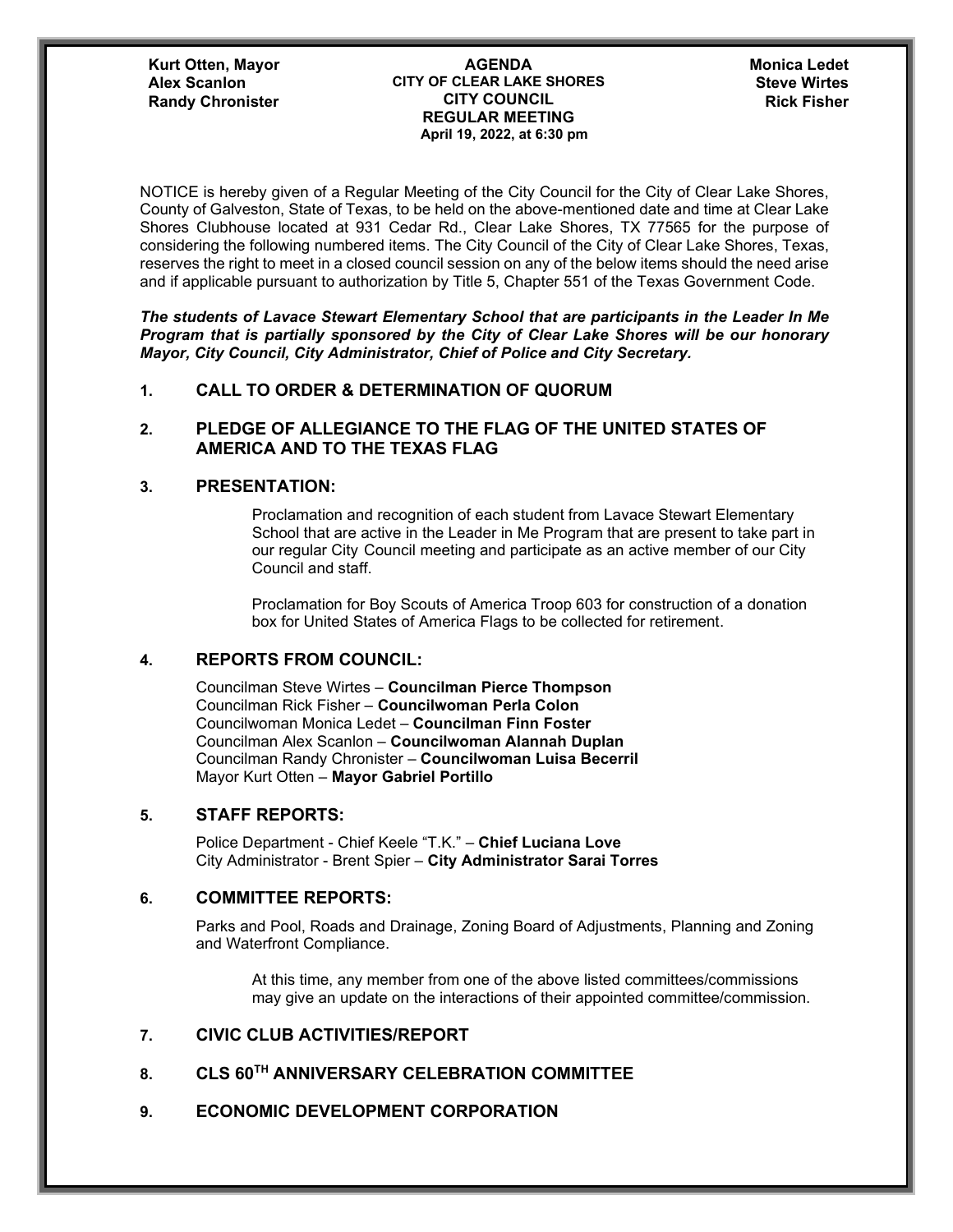**Kurt Otten, Mayor**
**Alex Scanlon**
**Randy Chronister**

**AGENDA**
**CITY OF CLEAR LAKE SHORES**
**CITY COUNCIL**
**REGULAR MEETING**
**April 19, 2022, at 6:30 pm**

**Monica Ledet**
**Steve Wirtes**
**Rick Fisher**

NOTICE is hereby given of a Regular Meeting of the City Council for the City of Clear Lake Shores, County of Galveston, State of Texas, to be held on the above-mentioned date and time at Clear Lake Shores Clubhouse located at 931 Cedar Rd., Clear Lake Shores, TX 77565 for the purpose of considering the following numbered items. The City Council of the City of Clear Lake Shores, Texas, reserves the right to meet in a closed council session on any of the below items should the need arise and if applicable pursuant to authorization by Title 5, Chapter 551 of the Texas Government Code.

***The students of Lavace Stewart Elementary School that are participants in the Leader In Me Program that is partially sponsored by the City of Clear Lake Shores will be our honorary Mayor, City Council, City Administrator, Chief of Police and City Secretary.***

## 1. CALL TO ORDER & DETERMINATION OF QUORUM

## 2. PLEDGE OF ALLEGIANCE TO THE FLAG OF THE UNITED STATES OF AMERICA AND TO THE TEXAS FLAG

## 3. PRESENTATION:

Proclamation and recognition of each student from Lavace Stewart Elementary School that are active in the Leader in Me Program that are present to take part in our regular City Council meeting and participate as an active member of our City Council and staff.

Proclamation for Boy Scouts of America Troop 603 for construction of a donation box for United States of America Flags to be collected for retirement.

## 4. REPORTS FROM COUNCIL:

Councilman Steve Wirtes – **Councilman Pierce Thompson**
Councilman Rick Fisher – **Councilwoman Perla Colon**
Councilwoman Monica Ledet – **Councilman Finn Foster**
Councilman Alex Scanlon – **Councilwoman Alannah Duplan**
Councilman Randy Chronister – **Councilwoman Luisa Becerril**
Mayor Kurt Otten – **Mayor Gabriel Portillo**

## 5. STAFF REPORTS:

Police Department - Chief Keele "T.K." – **Chief Luciana Love**
City Administrator - Brent Spier – **City Administrator Sarai Torres**

## 6. COMMITTEE REPORTS:

Parks and Pool, Roads and Drainage, Zoning Board of Adjustments, Planning and Zoning and Waterfront Compliance.

At this time, any member from one of the above listed committees/commissions may give an update on the interactions of their appointed committee/commission.

## 7. CIVIC CLUB ACTIVITIES/REPORT

## 8. CLS 60TH ANNIVERSARY CELEBRATION COMMITTEE

## 9. ECONOMIC DEVELOPMENT CORPORATION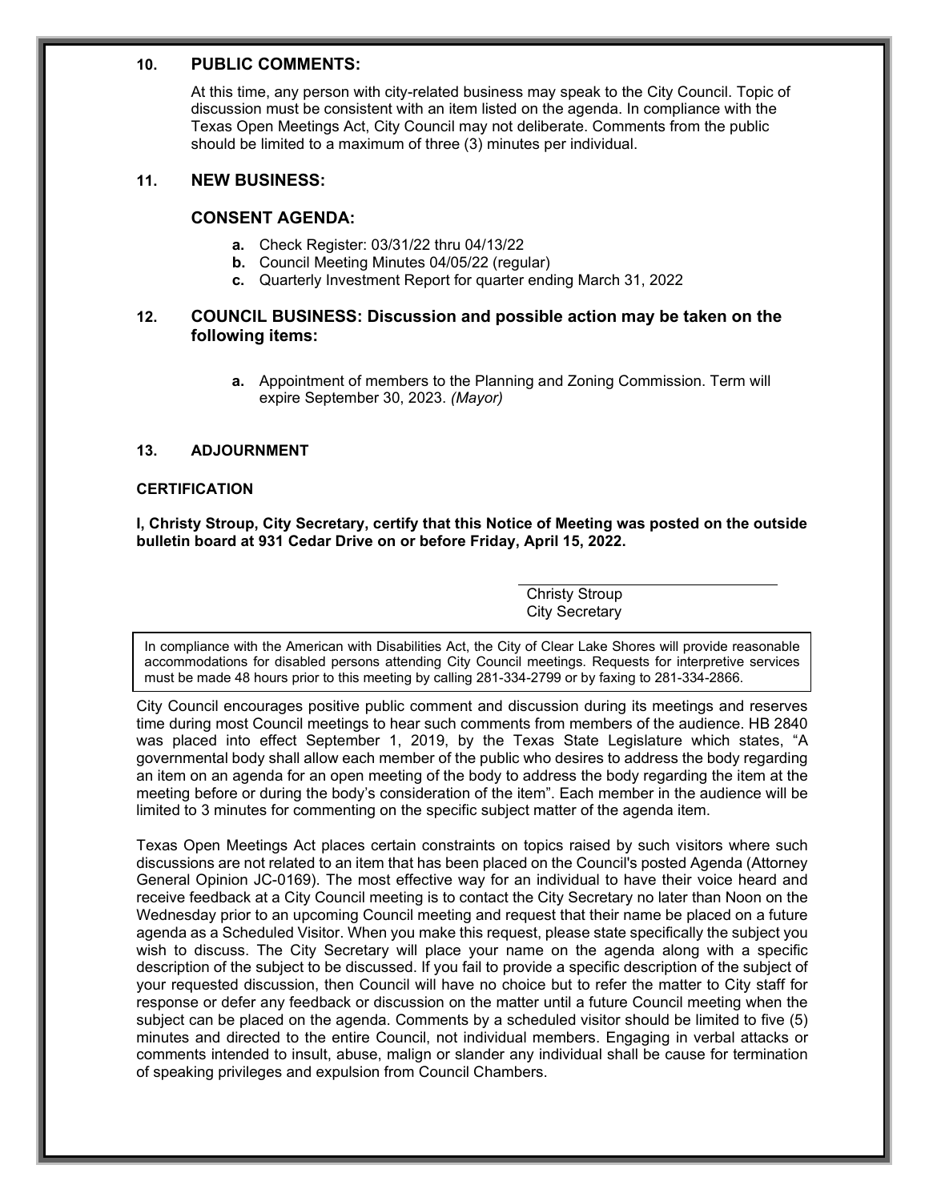## 10. PUBLIC COMMENTS:

At this time, any person with city-related business may speak to the City Council. Topic of discussion must be consistent with an item listed on the agenda. In compliance with the Texas Open Meetings Act, City Council may not deliberate. Comments from the public should be limited to a maximum of three (3) minutes per individual.

## 11. NEW BUSINESS:

### CONSENT AGENDA:

- **a.** Check Register: 03/31/22 thru 04/13/22
- **b.** Council Meeting Minutes 04/05/22 (regular)
- **c.** Quarterly Investment Report for quarter ending March 31, 2022

## 12. COUNCIL BUSINESS: Discussion and possible action may be taken on the following items:

- **a.** Appointment of members to the Planning and Zoning Commission. Term will expire September 30, 2023. *(Mayor)*

## 13. ADJOURNMENT

**CERTIFICATION**

**I, Christy Stroup, City Secretary, certify that this Notice of Meeting was posted on the outside bulletin board at 931 Cedar Drive on or before Friday, April 15, 2022.**

Christy Stroup
City Secretary

In compliance with the American with Disabilities Act, the City of Clear Lake Shores will provide reasonable accommodations for disabled persons attending City Council meetings. Requests for interpretive services must be made 48 hours prior to this meeting by calling 281-334-2799 or by faxing to 281-334-2866.

City Council encourages positive public comment and discussion during its meetings and reserves time during most Council meetings to hear such comments from members of the audience. HB 2840 was placed into effect September 1, 2019, by the Texas State Legislature which states, "A governmental body shall allow each member of the public who desires to address the body regarding an item on an agenda for an open meeting of the body to address the body regarding the item at the meeting before or during the body's consideration of the item". Each member in the audience will be limited to 3 minutes for commenting on the specific subject matter of the agenda item.

Texas Open Meetings Act places certain constraints on topics raised by such visitors where such discussions are not related to an item that has been placed on the Council's posted Agenda (Attorney General Opinion JC-0169). The most effective way for an individual to have their voice heard and receive feedback at a City Council meeting is to contact the City Secretary no later than Noon on the Wednesday prior to an upcoming Council meeting and request that their name be placed on a future agenda as a Scheduled Visitor. When you make this request, please state specifically the subject you wish to discuss. The City Secretary will place your name on the agenda along with a specific description of the subject to be discussed. If you fail to provide a specific description of the subject of your requested discussion, then Council will have no choice but to refer the matter to City staff for response or defer any feedback or discussion on the matter until a future Council meeting when the subject can be placed on the agenda. Comments by a scheduled visitor should be limited to five (5) minutes and directed to the entire Council, not individual members. Engaging in verbal attacks or comments intended to insult, abuse, malign or slander any individual shall be cause for termination of speaking privileges and expulsion from Council Chambers.